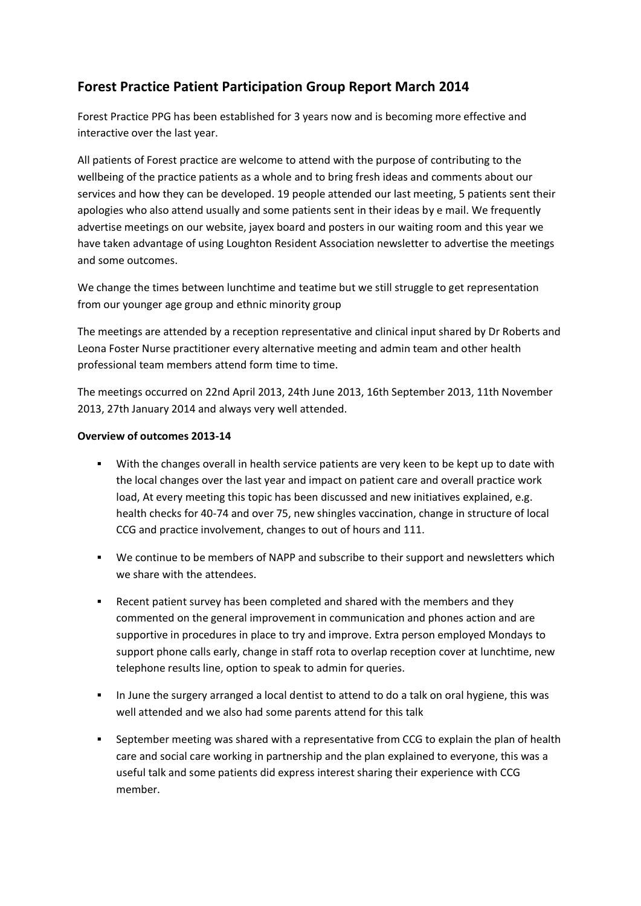## Forest Practice Patient Participation Group Report March 2014

Forest Practice PPG has been established for 3 years now and is becoming more effective and interactive over the last year.

All patients of Forest practice are welcome to attend with the purpose of contributing to the wellbeing of the practice patients as a whole and to bring fresh ideas and comments about our services and how they can be developed. 19 people attended our last meeting, 5 patients sent their apologies who also attend usually and some patients sent in their ideas by e mail. We frequently advertise meetings on our website, jayex board and posters in our waiting room and this year we have taken advantage of using Loughton Resident Association newsletter to advertise the meetings and some outcomes.

We change the times between lunchtime and teatime but we still struggle to get representation from our younger age group and ethnic minority group

The meetings are attended by a reception representative and clinical input shared by Dr Roberts and Leona Foster Nurse practitioner every alternative meeting and admin team and other health professional team members attend form time to time.

The meetings occurred on 22nd April 2013, 24th June 2013, 16th September 2013, 11th November 2013, 27th January 2014 and always very well attended.

**Overview of outcomes 2013-14**

- With the changes overall in health service patients are very keen to be kept up to date with the local changes over the last year and impact on patient care and overall practice work load, At every meeting this topic has been discussed and new initiatives explained, e.g. health checks for 40-74 and over 75, new shingles vaccination, change in structure of local CCG and practice involvement, changes to out of hours and 111.
- We continue to be members of NAPP and subscribe to their support and newsletters which we share with the attendees.
- Recent patient survey has been completed and shared with the members and they commented on the general improvement in communication and phones action and are supportive in procedures in place to try and improve. Extra person employed Mondays to support phone calls early, change in staff rota to overlap reception cover at lunchtime, new telephone results line, option to speak to admin for queries.
- In June the surgery arranged a local dentist to attend to do a talk on oral hygiene, this was well attended and we also had some parents attend for this talk
- September meeting was shared with a representative from CCG to explain the plan of health care and social care working in partnership and the plan explained to everyone, this was a useful talk and some patients did express interest sharing their experience with CCG member.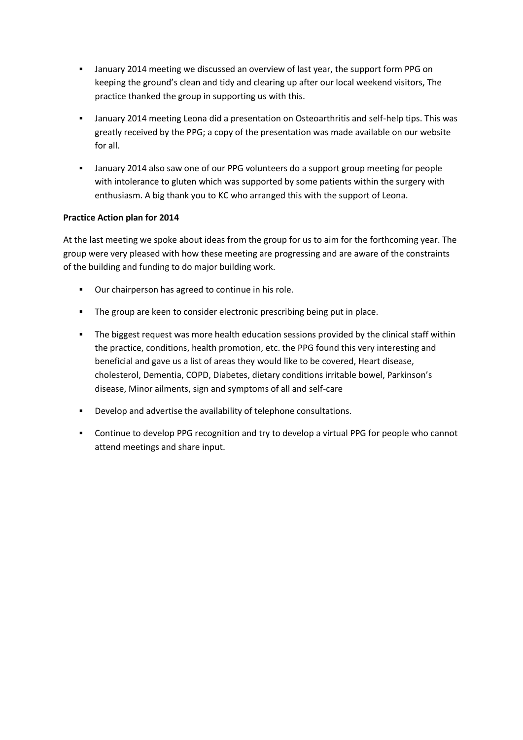- January 2014 meeting we discussed an overview of last year, the support form PPG on keeping the ground's clean and tidy and clearing up after our local weekend visitors, The practice thanked the group in supporting us with this.
- January 2014 meeting Leona did a presentation on Osteoarthritis and self-help tips. This was greatly received by the PPG; a copy of the presentation was made available on our website for all.
- January 2014 also saw one of our PPG volunteers do a support group meeting for people with intolerance to gluten which was supported by some patients within the surgery with enthusiasm. A big thank you to KC who arranged this with the support of Leona.

**Practice Action plan for 2014**

At the last meeting we spoke about ideas from the group for us to aim for the forthcoming year. The group were very pleased with how these meeting are progressing and are aware of the constraints of the building and funding to do major building work.

- Our chairperson has agreed to continue in his role.
- The group are keen to consider electronic prescribing being put in place.
- The biggest request was more health education sessions provided by the clinical staff within the practice, conditions, health promotion, etc. the PPG found this very interesting and beneficial and gave us a list of areas they would like to be covered, Heart disease, cholesterol, Dementia, COPD, Diabetes, dietary conditions irritable bowel, Parkinson's disease, Minor ailments, sign and symptoms of all and self-care
- Develop and advertise the availability of telephone consultations.
- Continue to develop PPG recognition and try to develop a virtual PPG for people who cannot attend meetings and share input.